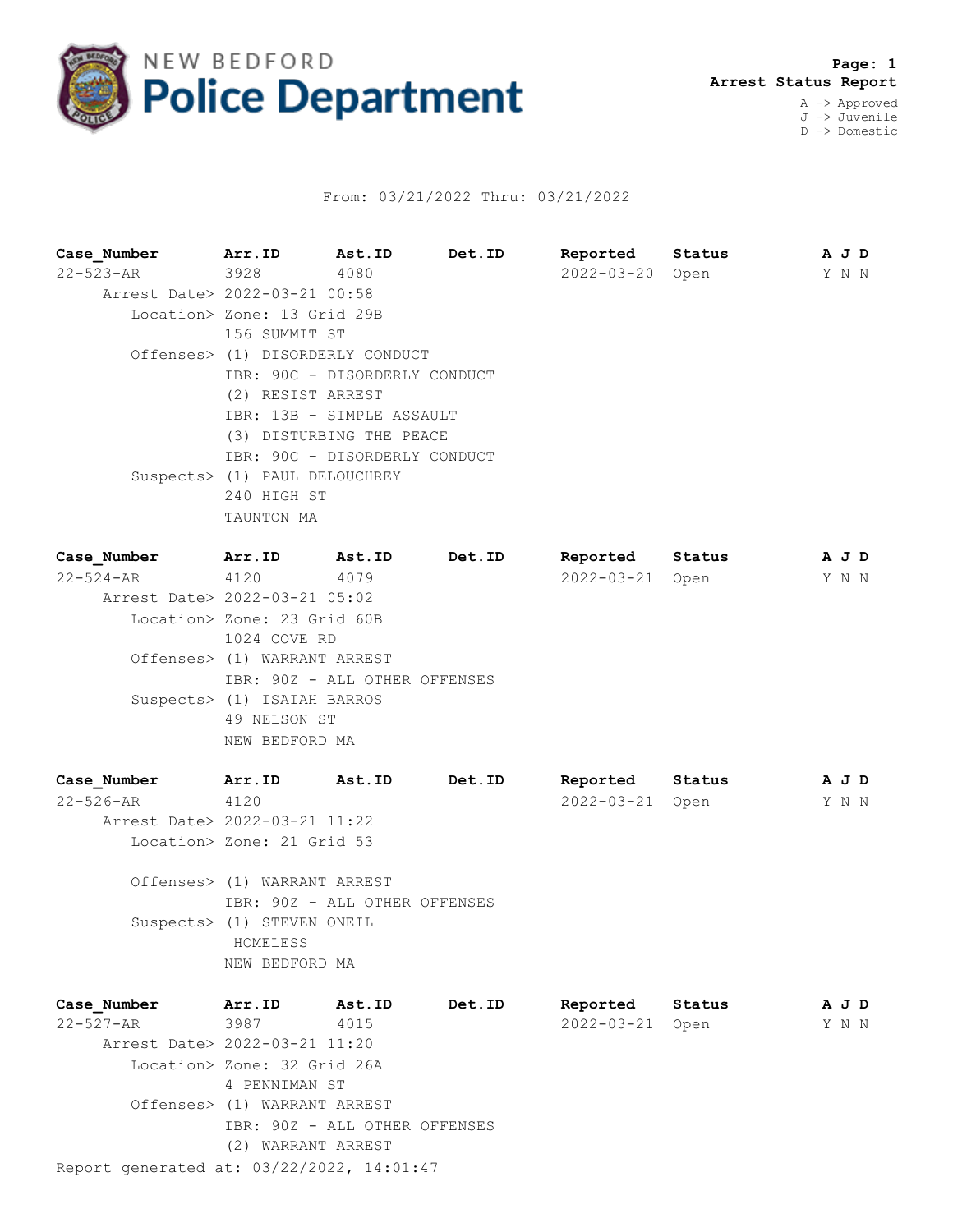# NEW BEDFORD Police Department

**Arrest Status Report**

A -> Approved
J -> Juvenile
D -> Domestic

From: 03/21/2022 Thru: 03/21/2022

| Case_Number | Arr.ID | Ast.ID | Det.ID | Reported | Status | A | J | D |
|---|---|---|---|---|---|---|---|---|
| 22-523-AR | 3928 | 4080 | | 2022-03-20 | Open | Y | N | N |

Arrest Date> 2022-03-21 00:58
Location> Zone: 13 Grid 29B
156 SUMMIT ST
Offenses> (1) DISORDERLY CONDUCT
IBR: 90C - DISORDERLY CONDUCT
(2) RESIST ARREST
IBR: 13B - SIMPLE ASSAULT
(3) DISTURBING THE PEACE
IBR: 90C - DISORDERLY CONDUCT
Suspects> (1) PAUL DELOUCHREY
240 HIGH ST
TAUNTON MA

| Case_Number | Arr.ID | Ast.ID | Det.ID | Reported | Status | A | J | D |
|---|---|---|---|---|---|---|---|---|
| 22-524-AR | 4120 | 4079 | | 2022-03-21 | Open | Y | N | N |

Arrest Date> 2022-03-21 05:02
Location> Zone: 23 Grid 60B
1024 COVE RD
Offenses> (1) WARRANT ARREST
IBR: 90Z - ALL OTHER OFFENSES
Suspects> (1) ISAIAH BARROS
49 NELSON ST
NEW BEDFORD MA

| Case_Number | Arr.ID | Ast.ID | Det.ID | Reported | Status | A | J | D |
|---|---|---|---|---|---|---|---|---|
| 22-526-AR | 4120 | | | 2022-03-21 | Open | Y | N | N |

Arrest Date> 2022-03-21 11:22
Location> Zone: 21 Grid 53
Offenses> (1) WARRANT ARREST
IBR: 90Z - ALL OTHER OFFENSES
Suspects> (1) STEVEN ONEIL
HOMELESS
NEW BEDFORD MA

| Case_Number | Arr.ID | Ast.ID | Det.ID | Reported | Status | A | J | D |
|---|---|---|---|---|---|---|---|---|
| 22-527-AR | 3987 | 4015 | | 2022-03-21 | Open | Y | N | N |

Arrest Date> 2022-03-21 11:20
Location> Zone: 32 Grid 26A
4 PENNIMAN ST
Offenses> (1) WARRANT ARREST
IBR: 90Z - ALL OTHER OFFENSES
(2) WARRANT ARREST

Report generated at: 03/22/2022, 14:01:47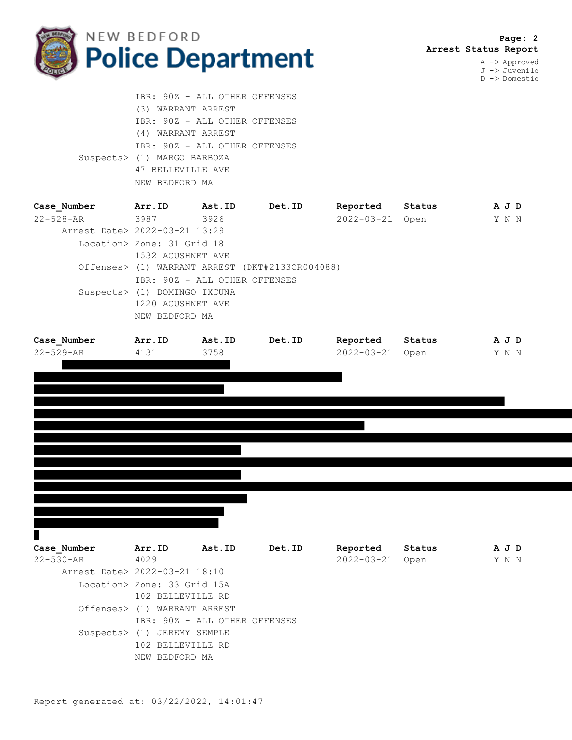**Arrest Status Report**

A -> Approved
J -> Juvenile
D -> Domestic

IBR: 90Z - ALL OTHER OFFENSES
(3) WARRANT ARREST
IBR: 90Z - ALL OTHER OFFENSES
(4) WARRANT ARREST
IBR: 90Z - ALL OTHER OFFENSES

Suspects> (1) MARGO BARBOZA
47 BELLEVILLE AVE
NEW BEDFORD MA

| Case_Number | Arr.ID | Ast.ID | Det.ID | Reported | Status | A | J | D |
|---|---|---|---|---|---|---|---|---|
| 22-528-AR | 3987 | 3926 | | 2022-03-21 | Open | Y | N | N |

Arrest Date> 2022-03-21 13:29
Location> Zone: 31 Grid 18
1532 ACUSHNET AVE
Offenses> (1) WARRANT ARREST (DKT#2133CR004088)
IBR: 90Z - ALL OTHER OFFENSES
Suspects> (1) DOMINGO IXCUNA
1220 ACUSHNET AVE
NEW BEDFORD MA

| Case_Number | Arr.ID | Ast.ID | Det.ID | Reported | Status | A | J | D |
|---|---|---|---|---|---|---|---|---|
| 22-529-AR | 4131 | 3758 | | 2022-03-21 | Open | Y | N | N |

| Case_Number | Arr.ID | Ast.ID | Det.ID | Reported | Status | A | J | D |
|---|---|---|---|---|---|---|---|---|
| 22-530-AR | 4029 | | | 2022-03-21 | Open | Y | N | N |

Arrest Date> 2022-03-21 18:10
Location> Zone: 33 Grid 15A
102 BELLEVILLE RD
Offenses> (1) WARRANT ARREST
IBR: 90Z - ALL OTHER OFFENSES
Suspects> (1) JEREMY SEMPLE
102 BELLEVILLE RD
NEW BEDFORD MA

Report generated at: 03/22/2022, 14:01:47